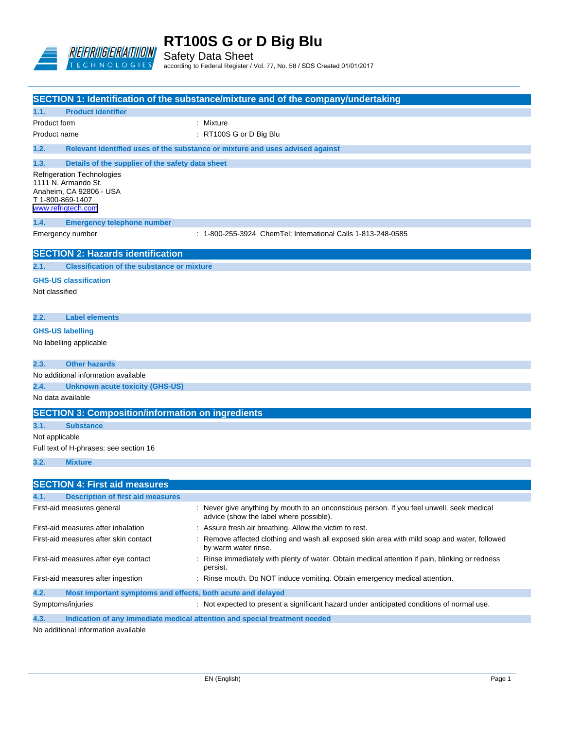# RT100S G or D Big Blu

Safety Data Sheet

according to Federal Register / Vol. 77, No. 58 / SDS Created 01/01/2017

## SECTION 1: Identification of the substance/mixture and of the company/undertaking

### 1.1. Product identifier

Product form : Mixture

Product name : RT100S G or D Big Blu

### 1.2. Relevant identified uses of the substance or mixture and uses advised against

### 1.3. Details of the supplier of the safety data sheet

Refrigeration Technologies
1111 N. Armando St.
Anaheim, CA 92806 - USA
T 1-800-869-1407
www.refrigtech.com

### 1.4. Emergency telephone number

Emergency number : 1-800-255-3924 ChemTel; International Calls 1-813-248-0585

## SECTION 2: Hazards identification

### 2.1. Classification of the substance or mixture

**GHS-US classification**

Not classified

### 2.2. Label elements

**GHS-US labelling**

No labelling applicable

### 2.3. Other hazards

No additional information available

### 2.4. Unknown acute toxicity (GHS-US)

No data available

## SECTION 3: Composition/information on ingredients

### 3.1. Substance

Not applicable

Full text of H-phrases: see section 16

### 3.2. Mixture

## SECTION 4: First aid measures

### 4.1. Description of first aid measures

First-aid measures general : Never give anything by mouth to an unconscious person. If you feel unwell, seek medical advice (show the label where possible).

First-aid measures after inhalation : Assure fresh air breathing. Allow the victim to rest.

First-aid measures after skin contact : Remove affected clothing and wash all exposed skin area with mild soap and water, followed by warm water rinse.

First-aid measures after eye contact : Rinse immediately with plenty of water. Obtain medical attention if pain, blinking or redness persist.

First-aid measures after ingestion : Rinse mouth. Do NOT induce vomiting. Obtain emergency medical attention.

### 4.2. Most important symptoms and effects, both acute and delayed

Symptoms/injuries : Not expected to present a significant hazard under anticipated conditions of normal use.

### 4.3. Indication of any immediate medical attention and special treatment needed

No additional information available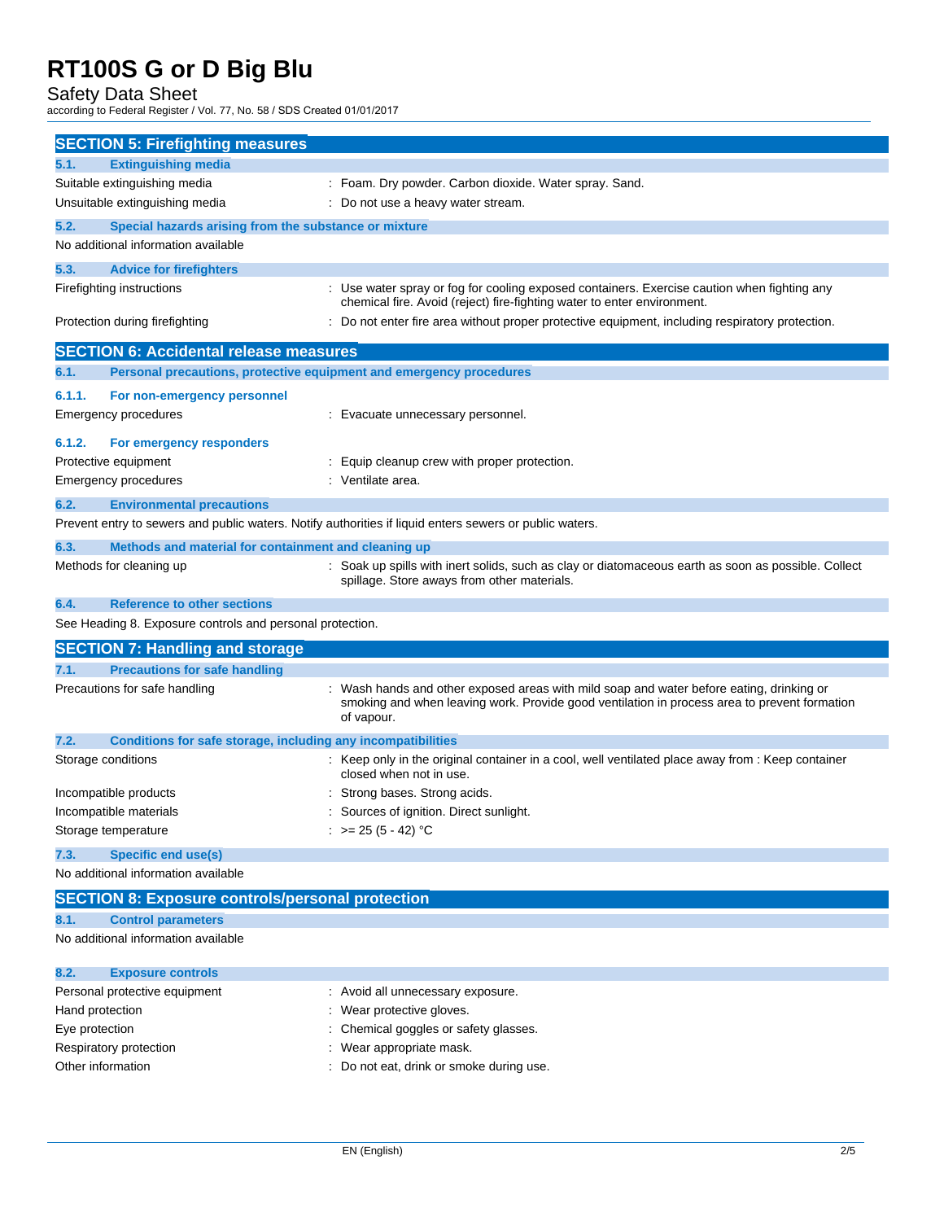## SECTION 5: Firefighting measures

### 5.1. Extinguishing media

| | |
|---|---|
| Suitable extinguishing media | : Foam. Dry powder. Carbon dioxide. Water spray. Sand. |
| Unsuitable extinguishing media | : Do not use a heavy water stream. |

### 5.2. Special hazards arising from the substance or mixture

No additional information available

### 5.3. Advice for firefighters

| | |
|---|---|
| Firefighting instructions | : Use water spray or fog for cooling exposed containers. Exercise caution when fighting any chemical fire. Avoid (reject) fire-fighting water to enter environment. |
| Protection during firefighting | : Do not enter fire area without proper protective equipment, including respiratory protection. |

## SECTION 6: Accidental release measures

### 6.1. Personal precautions, protective equipment and emergency procedures

#### 6.1.1. For non-emergency personnel

| | |
|---|---|
| Emergency procedures | : Evacuate unnecessary personnel. |

#### 6.1.2. For emergency responders

| | |
|---|---|
| Protective equipment | : Equip cleanup crew with proper protection. |
| Emergency procedures | : Ventilate area. |

### 6.2. Environmental precautions

Prevent entry to sewers and public waters. Notify authorities if liquid enters sewers or public waters.

### 6.3. Methods and material for containment and cleaning up

| | |
|---|---|
| Methods for cleaning up | : Soak up spills with inert solids, such as clay or diatomaceous earth as soon as possible. Collect spillage. Store aways from other materials. |

### 6.4. Reference to other sections

See Heading 8. Exposure controls and personal protection.

## SECTION 7: Handling and storage

### 7.1. Precautions for safe handling

| | |
|---|---|
| Precautions for safe handling | : Wash hands and other exposed areas with mild soap and water before eating, drinking or smoking and when leaving work. Provide good ventilation in process area to prevent formation of vapour. |

### 7.2. Conditions for safe storage, including any incompatibilities

| | |
|---|---|
| Storage conditions | : Keep only in the original container in a cool, well ventilated place away from : Keep container closed when not in use. |
| Incompatible products | : Strong bases. Strong acids. |
| Incompatible materials | : Sources of ignition. Direct sunlight. |
| Storage temperature | : >= 25 (5 - 42) °C |

### 7.3. Specific end use(s)

No additional information available

## SECTION 8: Exposure controls/personal protection

### 8.1. Control parameters

No additional information available

### 8.2. Exposure controls

| | |
|---|---|
| Personal protective equipment | : Avoid all unnecessary exposure. |
| Hand protection | : Wear protective gloves. |
| Eye protection | : Chemical goggles or safety glasses. |
| Respiratory protection | : Wear appropriate mask. |
| Other information | : Do not eat, drink or smoke during use. |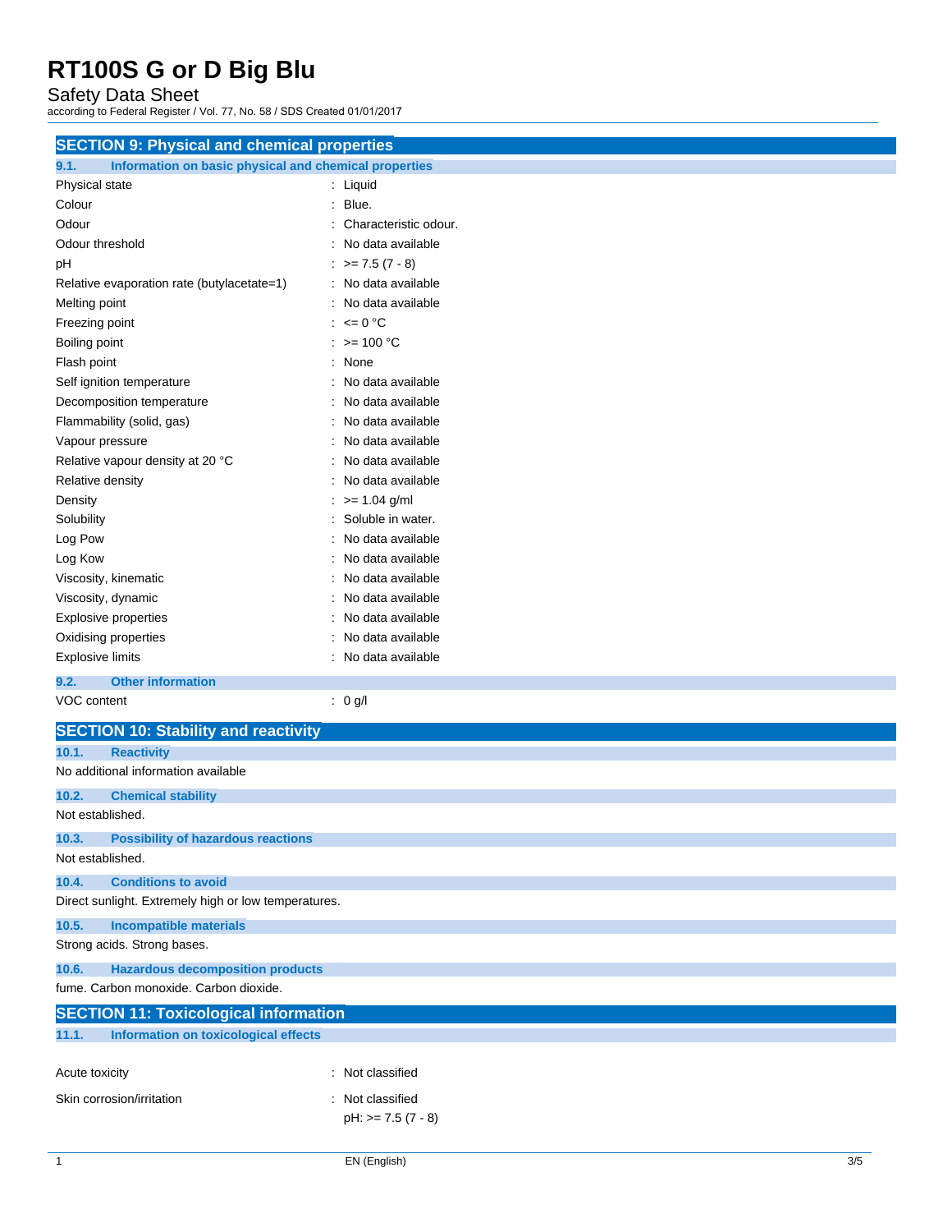## SECTION 9: Physical and chemical properties

### 9.1. Information on basic physical and chemical properties

| Property | Value |
|---|---|
| Physical state | : Liquid |
| Colour | : Blue. |
| Odour | : Characteristic odour. |
| Odour threshold | : No data available |
| pH | : >= 7.5 (7 - 8) |
| Relative evaporation rate (butylacetate=1) | : No data available |
| Melting point | : No data available |
| Freezing point | : <= 0 °C |
| Boiling point | : >= 100 °C |
| Flash point | : None |
| Self ignition temperature | : No data available |
| Decomposition temperature | : No data available |
| Flammability (solid, gas) | : No data available |
| Vapour pressure | : No data available |
| Relative vapour density at 20 °C | : No data available |
| Relative density | : No data available |
| Density | : >= 1.04 g/ml |
| Solubility | : Soluble in water. |
| Log Pow | : No data available |
| Log Kow | : No data available |
| Viscosity, kinematic | : No data available |
| Viscosity, dynamic | : No data available |
| Explosive properties | : No data available |
| Oxidising properties | : No data available |
| Explosive limits | : No data available |

### 9.2. Other information

| Property | Value |
|---|---|
| VOC content | : 0 g/l |

## SECTION 10: Stability and reactivity

### 10.1. Reactivity

No additional information available

### 10.2. Chemical stability

Not established.

### 10.3. Possibility of hazardous reactions

Not established.

### 10.4. Conditions to avoid

Direct sunlight. Extremely high or low temperatures.

### 10.5. Incompatible materials

Strong acids. Strong bases.

### 10.6. Hazardous decomposition products

fume. Carbon monoxide. Carbon dioxide.

## SECTION 11: Toxicological information

### 11.1. Information on toxicological effects

| Effect | Classification |
|---|---|
| Acute toxicity | : Not classified |
| Skin corrosion/irritation | : Not classified<br>pH: >= 7.5 (7 - 8) |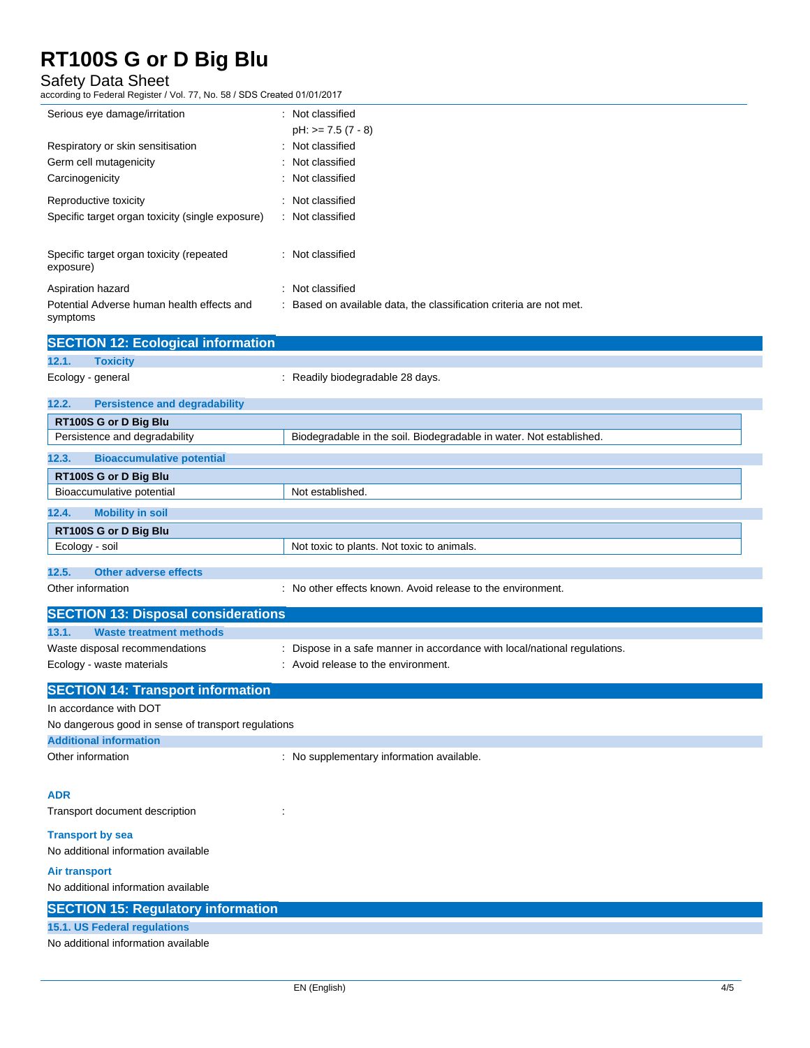Serious eye damage/irritation : Not classified

pH: >= 7.5 (7 - 8)

Respiratory or skin sensitisation : Not classified

Germ cell mutagenicity : Not classified

Carcinogenicity : Not classified

Reproductive toxicity : Not classified

Specific target organ toxicity (single exposure) : Not classified

Specific target organ toxicity (repeated exposure) : Not classified

Aspiration hazard : Not classified

Potential Adverse human health effects and symptoms : Based on available data, the classification criteria are not met.

## SECTION 12: Ecological information

### 12.1. Toxicity

Ecology - general : Readily biodegradable 28 days.

### 12.2. Persistence and degradability

| RT100S G or D Big Blu | |
|---|---|
| Persistence and degradability | Biodegradable in the soil. Biodegradable in water. Not established. |

### 12.3. Bioaccumulative potential

| RT100S G or D Big Blu | |
|---|---|
| Bioaccumulative potential | Not established. |

### 12.4. Mobility in soil

| RT100S G or D Big Blu | |
|---|---|
| Ecology - soil | Not toxic to plants. Not toxic to animals. |

### 12.5. Other adverse effects

Other information : No other effects known. Avoid release to the environment.

## SECTION 13: Disposal considerations

### 13.1. Waste treatment methods

Waste disposal recommendations : Dispose in a safe manner in accordance with local/national regulations.

Ecology - waste materials : Avoid release to the environment.

## SECTION 14: Transport information

In accordance with DOT

No dangerous good in sense of transport regulations

### Additional information

Other information : No supplementary information available.

### ADR

Transport document description :

### Transport by sea

No additional information available

### Air transport

No additional information available

## SECTION 15: Regulatory information

### 15.1. US Federal regulations

No additional information available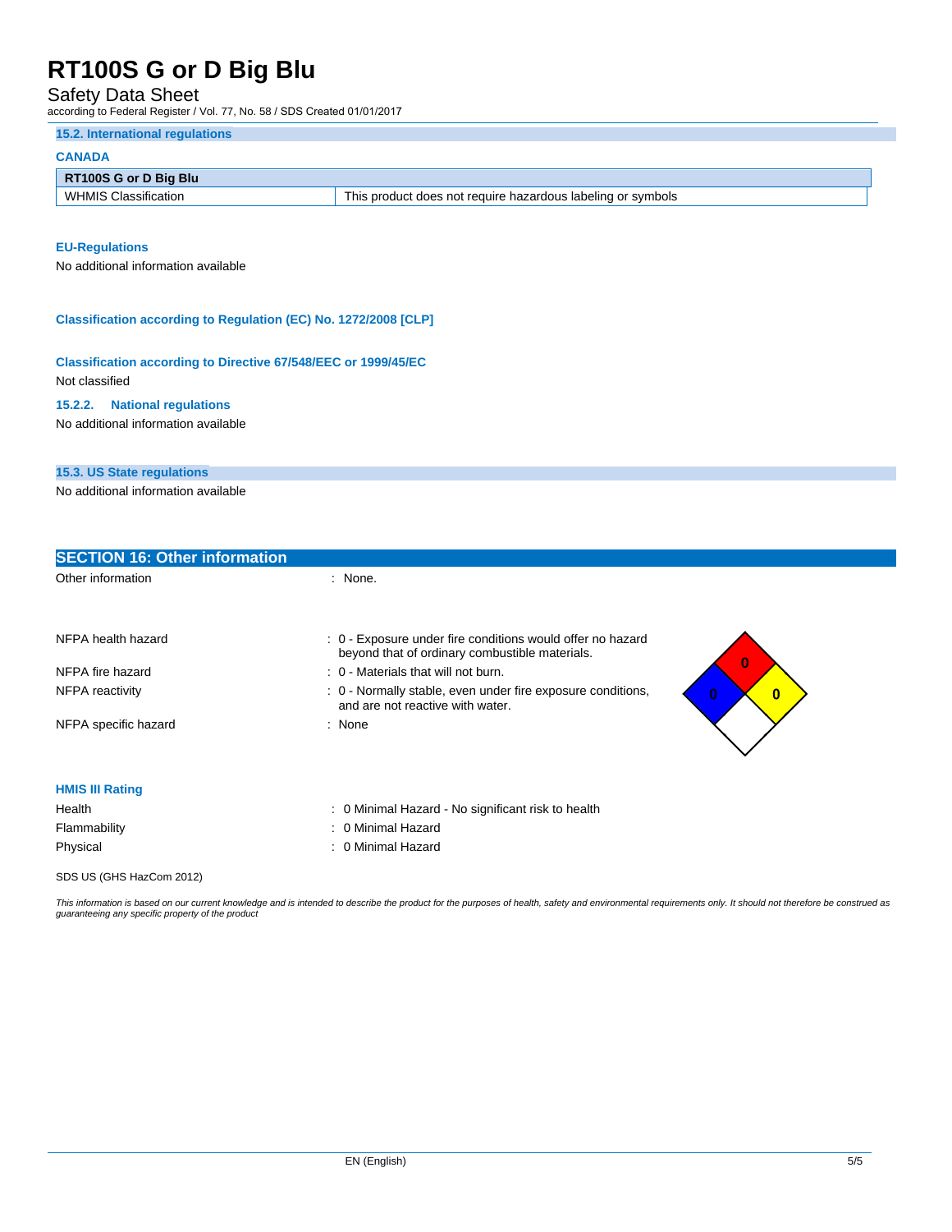### 15.2. International regulations

**CANADA**

| RT100S G or D Big Blu | |
| --- | --- |
| WHMIS Classification | This product does not require hazardous labeling or symbols |

**EU-Regulations**

No additional information available

**Classification according to Regulation (EC) No. 1272/2008 [CLP]**

**Classification according to Directive 67/548/EEC or 1999/45/EC**

Not classified

**15.2.2. National regulations**

No additional information available

### 15.3. US State regulations

No additional information available

## SECTION 16: Other information

Other information : None.

NFPA health hazard : 0 - Exposure under fire conditions would offer no hazard beyond that of ordinary combustible materials.

NFPA fire hazard : 0 - Materials that will not burn.

NFPA reactivity : 0 - Normally stable, even under fire exposure conditions, and are not reactive with water.

NFPA specific hazard : None

0

0

0

**HMIS III Rating**

Health : 0 Minimal Hazard - No significant risk to health

Flammability : 0 Minimal Hazard

Physical : 0 Minimal Hazard

SDS US (GHS HazCom 2012)

*This information is based on our current knowledge and is intended to describe the product for the purposes of health, safety and environmental requirements only. It should not therefore be construed as guaranteeing any specific property of the product*